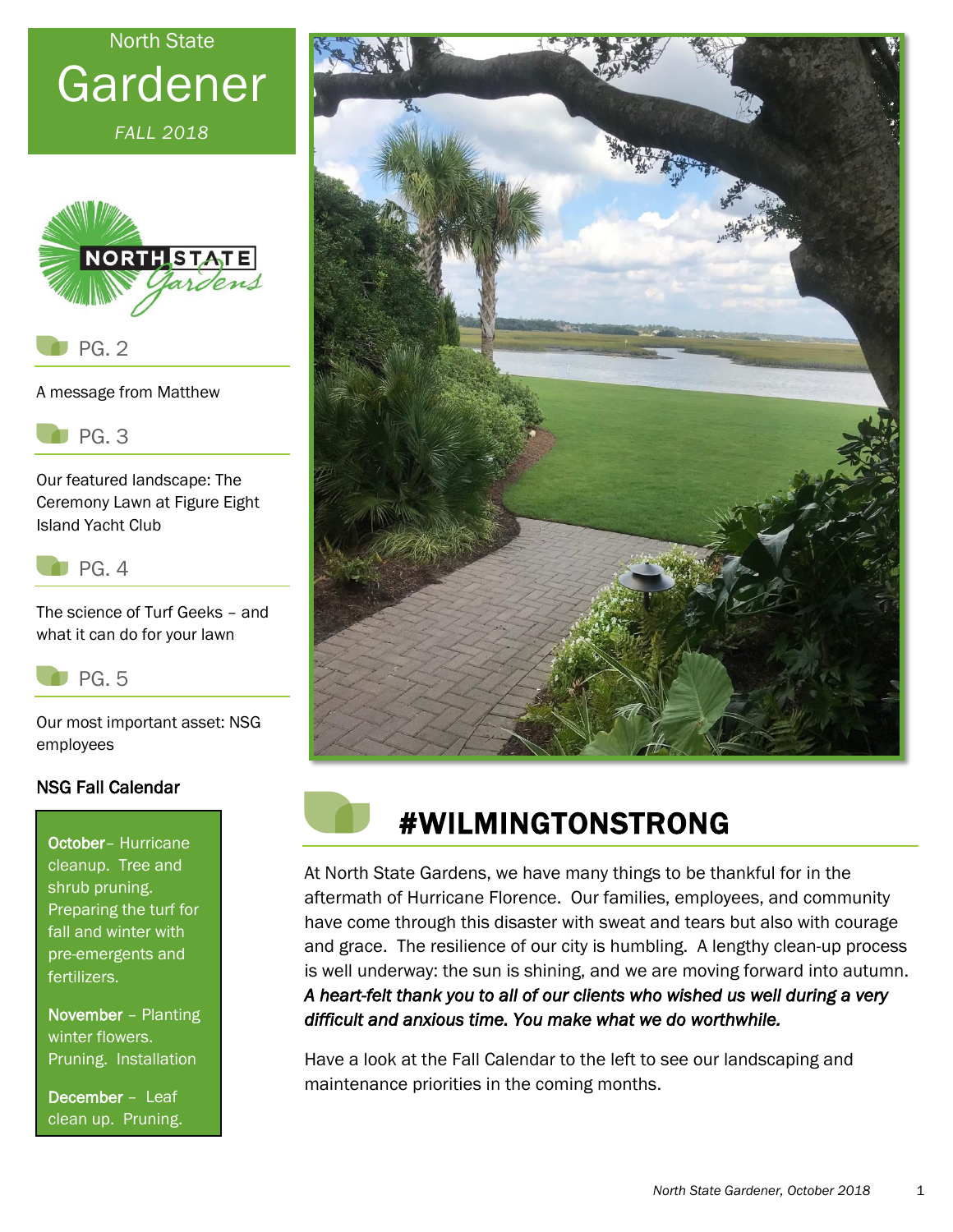North State

# Gardener

*FALL 2018*

PG. 2

A message from Matthew

PG. 3

Our featured landscape: The Ceremony Lawn at Figure Eight Island Yacht Club

PG. 4

The science of Turf Geeks – and what it can do for your lawn

PG. 5

Our most important asset: NSG employees

## NSG Fall Calendar

**October**– Hurricane cleanup. Tree and shrub pruning. Preparing the turf for fall and winter with pre-emergents and fertilizers.

**November** – Planting winter flowers. Pruning. Installation

**December** – Leaf clean up. Pruning.

## #WILMINGTONSTRONG

At North State Gardens, we have many things to be thankful for in the aftermath of Hurricane Florence. Our families, employees, and community have come through this disaster with sweat and tears but also with courage and grace. The resilience of our city is humbling. A lengthy clean-up process is well underway: the sun is shining, and we are moving forward into autumn. ***A heart-felt thank you to all of our clients who wished us well during a very difficult and anxious time. You make what we do worthwhile.***

Have a look at the Fall Calendar to the left to see our landscaping and maintenance priorities in the coming months.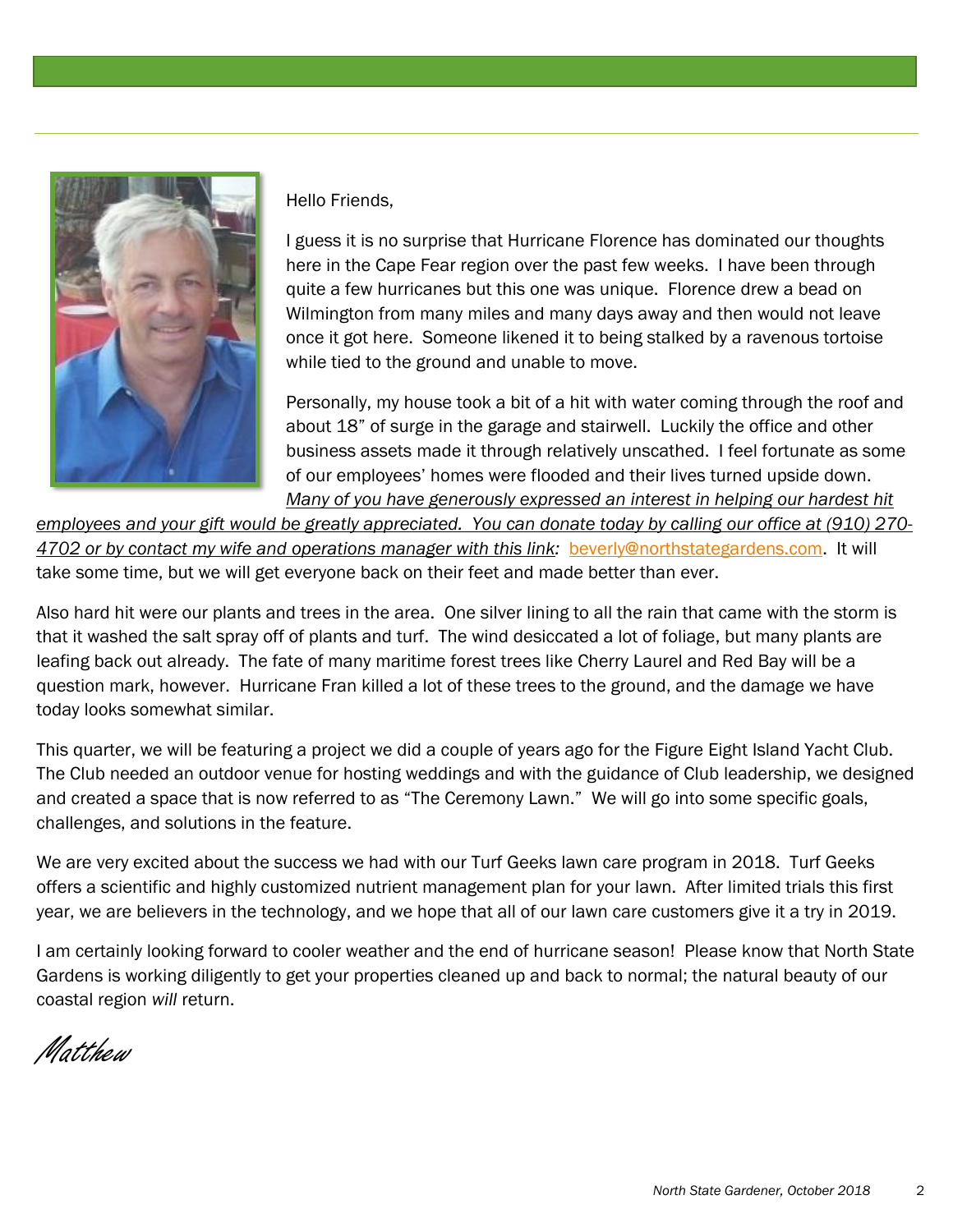Hello Friends,

I guess it is no surprise that Hurricane Florence has dominated our thoughts here in the Cape Fear region over the past few weeks. I have been through quite a few hurricanes but this one was unique. Florence drew a bead on Wilmington from many miles and many days away and then would not leave once it got here. Someone likened it to being stalked by a ravenous tortoise while tied to the ground and unable to move.

Personally, my house took a bit of a hit with water coming through the roof and about 18" of surge in the garage and stairwell. Luckily the office and other business assets made it through relatively unscathed. I feel fortunate as some of our employees' homes were flooded and their lives turned upside down. *Many of you have generously expressed an interest in helping our hardest hit employees and your gift would be greatly appreciated. You can donate today by calling our office at (910) 270-4702 or by contact my wife and operations manager with this link:* beverly@northstategardens.com. It will take some time, but we will get everyone back on their feet and made better than ever.

Also hard hit were our plants and trees in the area. One silver lining to all the rain that came with the storm is that it washed the salt spray off of plants and turf. The wind desiccated a lot of foliage, but many plants are leafing back out already. The fate of many maritime forest trees like Cherry Laurel and Red Bay will be a question mark, however. Hurricane Fran killed a lot of these trees to the ground, and the damage we have today looks somewhat similar.

This quarter, we will be featuring a project we did a couple of years ago for the Figure Eight Island Yacht Club. The Club needed an outdoor venue for hosting weddings and with the guidance of Club leadership, we designed and created a space that is now referred to as "The Ceremony Lawn." We will go into some specific goals, challenges, and solutions in the feature.

We are very excited about the success we had with our Turf Geeks lawn care program in 2018. Turf Geeks offers a scientific and highly customized nutrient management plan for your lawn. After limited trials this first year, we are believers in the technology, and we hope that all of our lawn care customers give it a try in 2019.

I am certainly looking forward to cooler weather and the end of hurricane season! Please know that North State Gardens is working diligently to get your properties cleaned up and back to normal; the natural beauty of our coastal region *will* return.

*Matthew*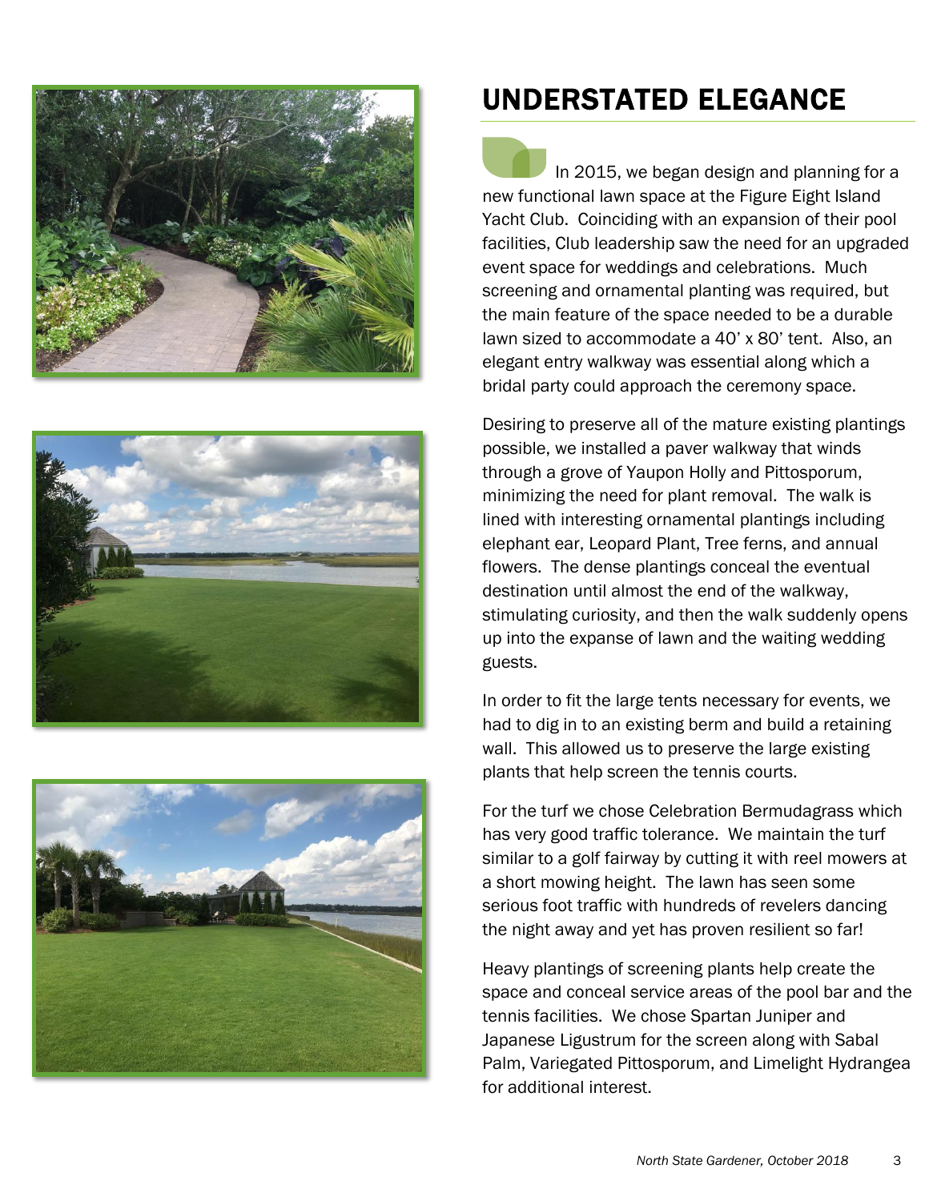# UNDERSTATED ELEGANCE

In 2015, we began design and planning for a new functional lawn space at the Figure Eight Island Yacht Club. Coinciding with an expansion of their pool facilities, Club leadership saw the need for an upgraded event space for weddings and celebrations. Much screening and ornamental planting was required, but the main feature of the space needed to be a durable lawn sized to accommodate a 40' x 80' tent. Also, an elegant entry walkway was essential along which a bridal party could approach the ceremony space.

Desiring to preserve all of the mature existing plantings possible, we installed a paver walkway that winds through a grove of Yaupon Holly and Pittosporum, minimizing the need for plant removal. The walk is lined with interesting ornamental plantings including elephant ear, Leopard Plant, Tree ferns, and annual flowers. The dense plantings conceal the eventual destination until almost the end of the walkway, stimulating curiosity, and then the walk suddenly opens up into the expanse of lawn and the waiting wedding guests.

In order to fit the large tents necessary for events, we had to dig in to an existing berm and build a retaining wall. This allowed us to preserve the large existing plants that help screen the tennis courts.

For the turf we chose Celebration Bermudagrass which has very good traffic tolerance. We maintain the turf similar to a golf fairway by cutting it with reel mowers at a short mowing height. The lawn has seen some serious foot traffic with hundreds of revelers dancing the night away and yet has proven resilient so far!

Heavy plantings of screening plants help create the space and conceal service areas of the pool bar and the tennis facilities. We chose Spartan Juniper and Japanese Ligustrum for the screen along with Sabal Palm, Variegated Pittosporum, and Limelight Hydrangea for additional interest.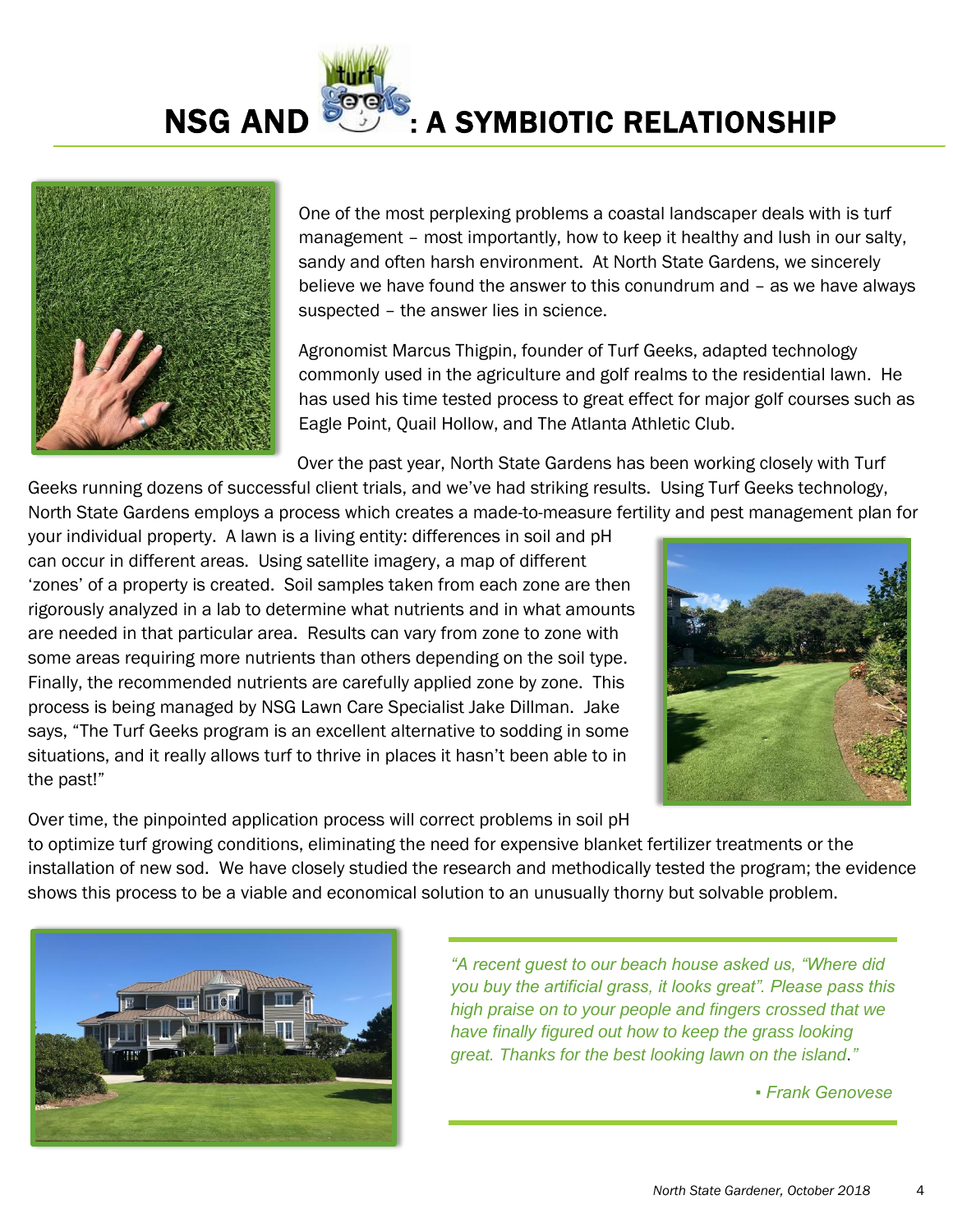# NSG AND turf geeks: A SYMBIOTIC RELATIONSHIP

One of the most perplexing problems a coastal landscaper deals with is turf management – most importantly, how to keep it healthy and lush in our salty, sandy and often harsh environment. At North State Gardens, we sincerely believe we have found the answer to this conundrum and – as we have always suspected – the answer lies in science.

Agronomist Marcus Thigpin, founder of Turf Geeks, adapted technology commonly used in the agriculture and golf realms to the residential lawn. He has used his time tested process to great effect for major golf courses such as Eagle Point, Quail Hollow, and The Atlanta Athletic Club.

Over the past year, North State Gardens has been working closely with Turf Geeks running dozens of successful client trials, and we've had striking results. Using Turf Geeks technology, North State Gardens employs a process which creates a made-to-measure fertility and pest management plan for your individual property. A lawn is a living entity: differences in soil and pH can occur in different areas. Using satellite imagery, a map of different 'zones' of a property is created. Soil samples taken from each zone are then rigorously analyzed in a lab to determine what nutrients and in what amounts are needed in that particular area. Results can vary from zone to zone with some areas requiring more nutrients than others depending on the soil type. Finally, the recommended nutrients are carefully applied zone by zone. This process is being managed by NSG Lawn Care Specialist Jake Dillman. Jake says, "The Turf Geeks program is an excellent alternative to sodding in some situations, and it really allows turf to thrive in places it hasn't been able to in the past!"

Over time, the pinpointed application process will correct problems in soil pH to optimize turf growing conditions, eliminating the need for expensive blanket fertilizer treatments or the installation of new sod. We have closely studied the research and methodically tested the program; the evidence shows this process to be a viable and economical solution to an unusually thorny but solvable problem.

> *"A recent guest to our beach house asked us, "Where did you buy the artificial grass, it looks great". Please pass this high praise on to your people and fingers crossed that we have finally figured out how to keep the grass looking great. Thanks for the best looking lawn on the island."*
>
> *▪ Frank Genovese*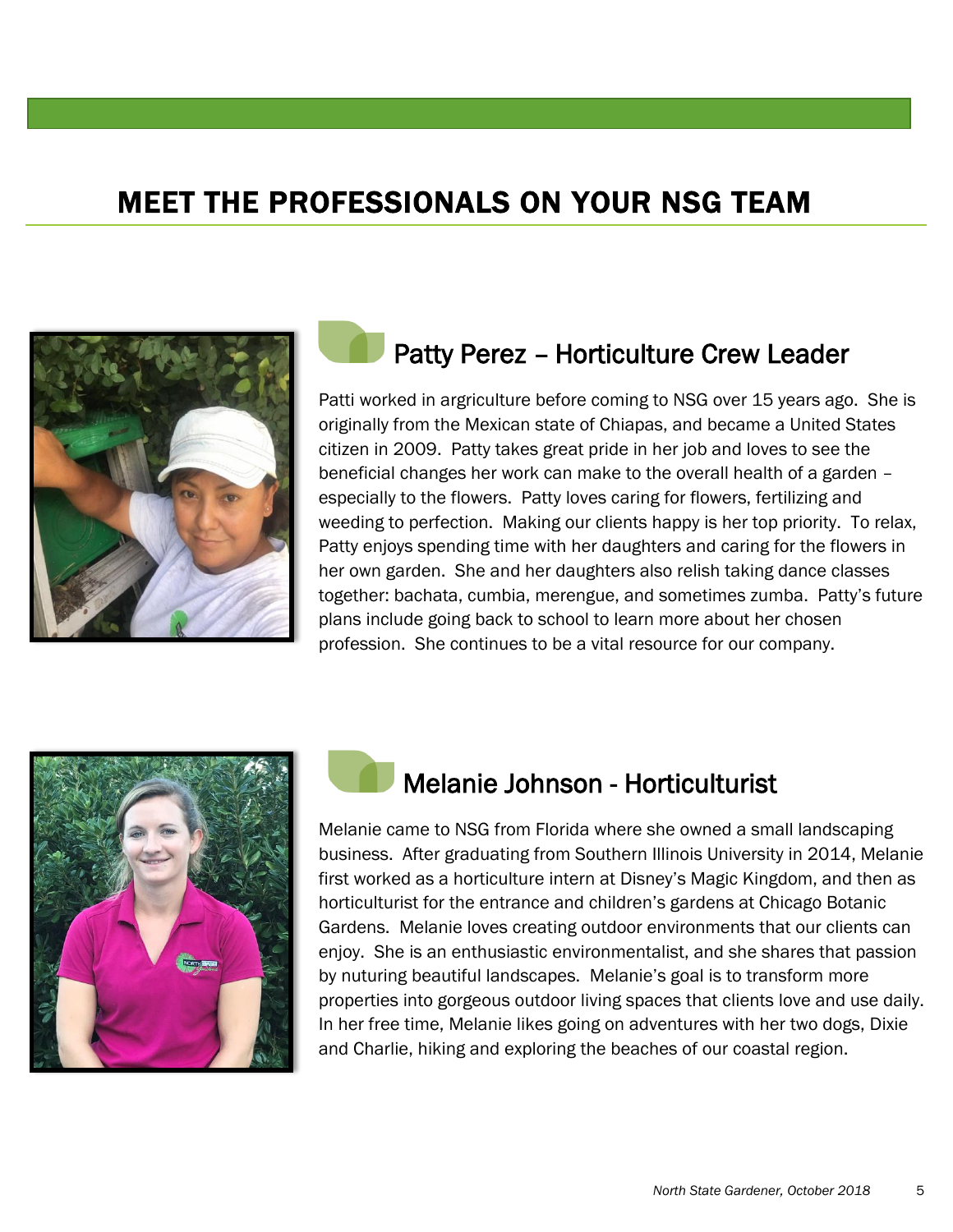# MEET THE PROFESSIONALS ON YOUR NSG TEAM

## Patty Perez – Horticulture Crew Leader

Patti worked in argriculture before coming to NSG over 15 years ago. She is originally from the Mexican state of Chiapas, and became a United States citizen in 2009. Patty takes great pride in her job and loves to see the beneficial changes her work can make to the overall health of a garden – especially to the flowers. Patty loves caring for flowers, fertilizing and weeding to perfection. Making our clients happy is her top priority. To relax, Patty enjoys spending time with her daughters and caring for the flowers in her own garden. She and her daughters also relish taking dance classes together: bachata, cumbia, merengue, and sometimes zumba. Patty's future plans include going back to school to learn more about her chosen profession. She continues to be a vital resource for our company.

## Melanie Johnson - Horticulturist

Melanie came to NSG from Florida where she owned a small landscaping business. After graduating from Southern Illinois University in 2014, Melanie first worked as a horticulture intern at Disney's Magic Kingdom, and then as horticulturist for the entrance and children's gardens at Chicago Botanic Gardens. Melanie loves creating outdoor environments that our clients can enjoy. She is an enthusiastic environmentalist, and she shares that passion by nuturing beautiful landscapes. Melanie's goal is to transform more properties into gorgeous outdoor living spaces that clients love and use daily. In her free time, Melanie likes going on adventures with her two dogs, Dixie and Charlie, hiking and exploring the beaches of our coastal region.